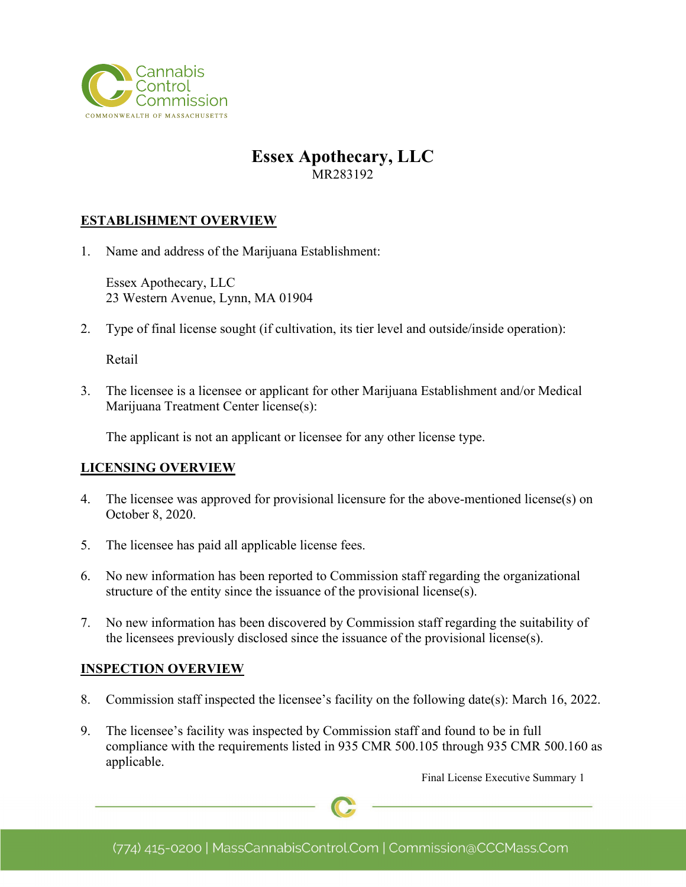# Essex Apothecary, LLC

MR283192

## ESTABLISHMENT OVERVIEW

1. Name and address of the Marijuana Establishment:

   Essex Apothecary, LLC
   23 Western Avenue, Lynn, MA 01904

2. Type of final license sought (if cultivation, its tier level and outside/inside operation):

   Retail

3. The licensee is a licensee or applicant for other Marijuana Establishment and/or Medical Marijuana Treatment Center license(s):

   The applicant is not an applicant or licensee for any other license type.

## LICENSING OVERVIEW

4. The licensee was approved for provisional licensure for the above-mentioned license(s) on October 8, 2020.

5. The licensee has paid all applicable license fees.

6. No new information has been reported to Commission staff regarding the organizational structure of the entity since the issuance of the provisional license(s).

7. No new information has been discovered by Commission staff regarding the suitability of the licensees previously disclosed since the issuance of the provisional license(s).

## INSPECTION OVERVIEW

8. Commission staff inspected the licensee's facility on the following date(s): March 16, 2022.

9. The licensee's facility was inspected by Commission staff and found to be in full compliance with the requirements listed in 935 CMR 500.105 through 935 CMR 500.160 as applicable.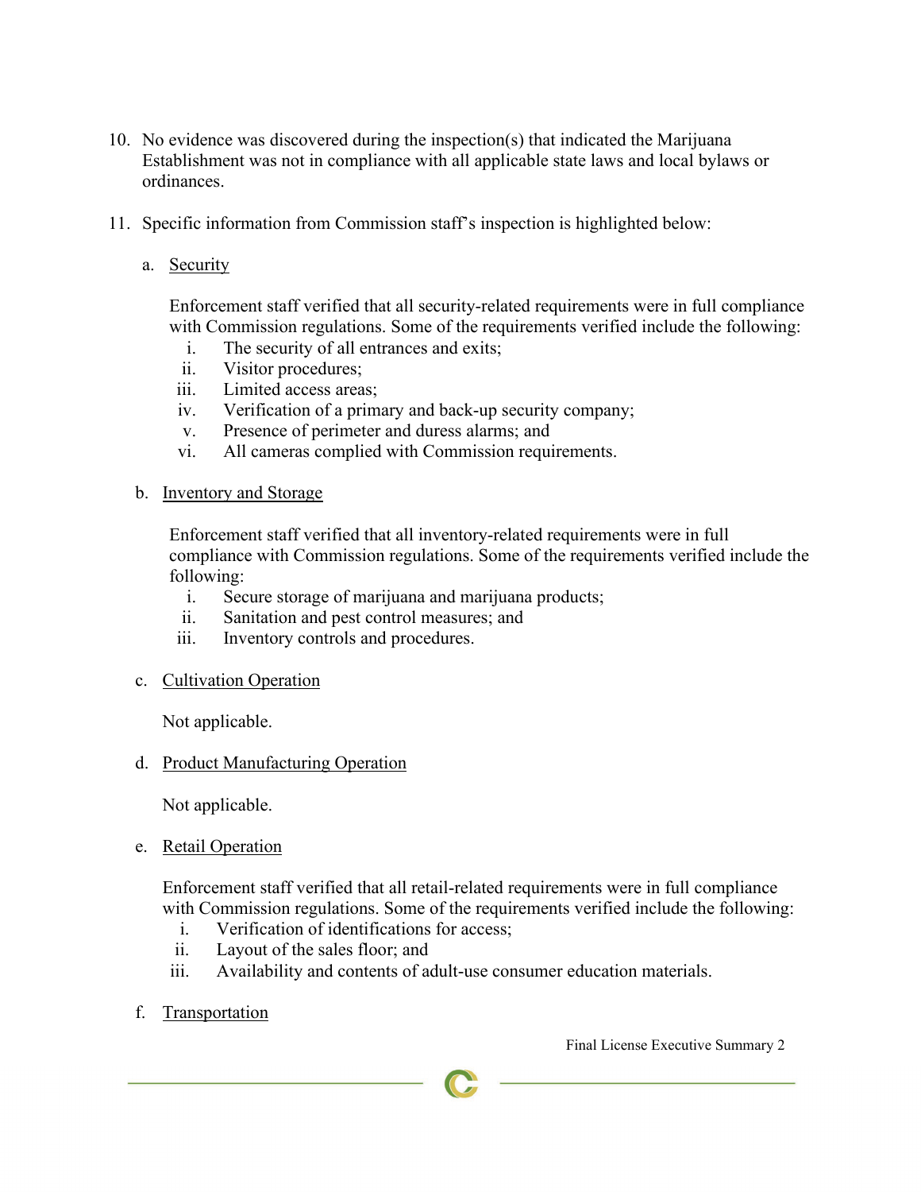10. No evidence was discovered during the inspection(s) that indicated the Marijuana Establishment was not in compliance with all applicable state laws and local bylaws or ordinances.

11. Specific information from Commission staff's inspection is highlighted below:

    a. Security

       Enforcement staff verified that all security-related requirements were in full compliance with Commission regulations. Some of the requirements verified include the following:

       i. The security of all entrances and exits;
       ii. Visitor procedures;
       iii. Limited access areas;
       iv. Verification of a primary and back-up security company;
       v. Presence of perimeter and duress alarms; and
       vi. All cameras complied with Commission requirements.

    b. Inventory and Storage

       Enforcement staff verified that all inventory-related requirements were in full compliance with Commission regulations. Some of the requirements verified include the following:

       i. Secure storage of marijuana and marijuana products;
       ii. Sanitation and pest control measures; and
       iii. Inventory controls and procedures.

    c. Cultivation Operation

       Not applicable.

    d. Product Manufacturing Operation

       Not applicable.

    e. Retail Operation

       Enforcement staff verified that all retail-related requirements were in full compliance with Commission regulations. Some of the requirements verified include the following:

       i. Verification of identifications for access;
       ii. Layout of the sales floor; and
       iii. Availability and contents of adult-use consumer education materials.

    f. Transportation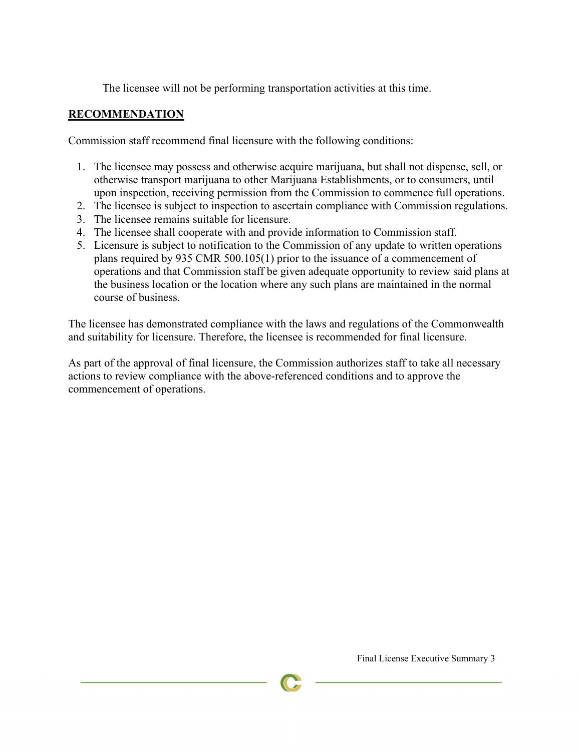The licensee will not be performing transportation activities at this time.

## RECOMMENDATION

Commission staff recommend final licensure with the following conditions:

1. The licensee may possess and otherwise acquire marijuana, but shall not dispense, sell, or otherwise transport marijuana to other Marijuana Establishments, or to consumers, until upon inspection, receiving permission from the Commission to commence full operations.
2. The licensee is subject to inspection to ascertain compliance with Commission regulations.
3. The licensee remains suitable for licensure.
4. The licensee shall cooperate with and provide information to Commission staff.
5. Licensure is subject to notification to the Commission of any update to written operations plans required by 935 CMR 500.105(1) prior to the issuance of a commencement of operations and that Commission staff be given adequate opportunity to review said plans at the business location or the location where any such plans are maintained in the normal course of business.

The licensee has demonstrated compliance with the laws and regulations of the Commonwealth and suitability for licensure. Therefore, the licensee is recommended for final licensure.

As part of the approval of final licensure, the Commission authorizes staff to take all necessary actions to review compliance with the above-referenced conditions and to approve the commencement of operations.